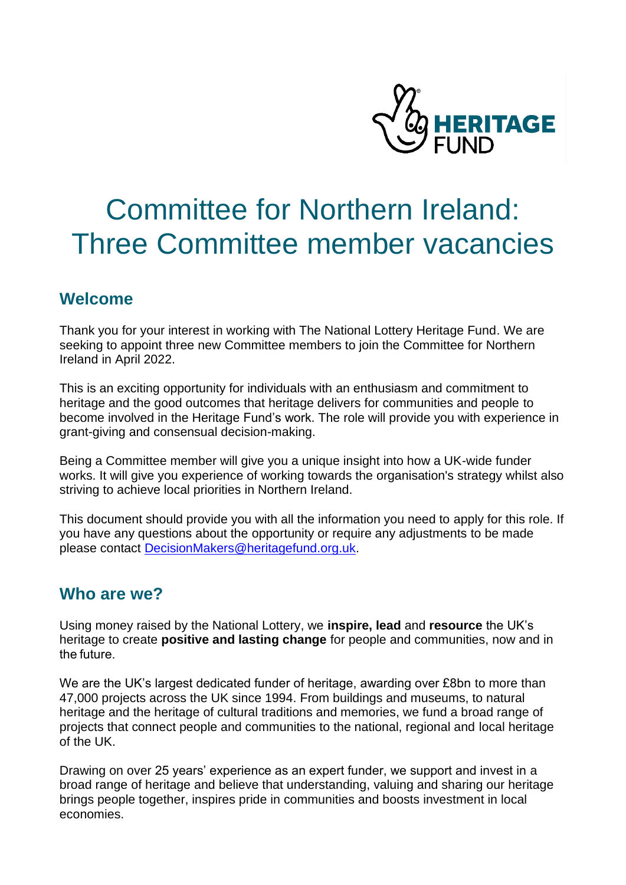# Committee for Northern Ireland: Three Committee member vacancies

## Welcome

Thank you for your interest in working with The National Lottery Heritage Fund. We are seeking to appoint three new Committee members to join the Committee for Northern Ireland in April 2022.

This is an exciting opportunity for individuals with an enthusiasm and commitment to heritage and the good outcomes that heritage delivers for communities and people to become involved in the Heritage Fund's work. The role will provide you with experience in grant-giving and consensual decision-making.

Being a Committee member will give you a unique insight into how a UK-wide funder works. It will give you experience of working towards the organisation's strategy whilst also striving to achieve local priorities in Northern Ireland.

This document should provide you with all the information you need to apply for this role. If you have any questions about the opportunity or require any adjustments to be made please contact DecisionMakers@heritagefund.org.uk.

## Who are we?

Using money raised by the National Lottery, we **inspire, lead** and **resource** the UK's heritage to create **positive and lasting change** for people and communities, now and in the future.

We are the UK's largest dedicated funder of heritage, awarding over £8bn to more than 47,000 projects across the UK since 1994. From buildings and museums, to natural heritage and the heritage of cultural traditions and memories, we fund a broad range of projects that connect people and communities to the national, regional and local heritage of the UK.

Drawing on over 25 years' experience as an expert funder, we support and invest in a broad range of heritage and believe that understanding, valuing and sharing our heritage brings people together, inspires pride in communities and boosts investment in local economies.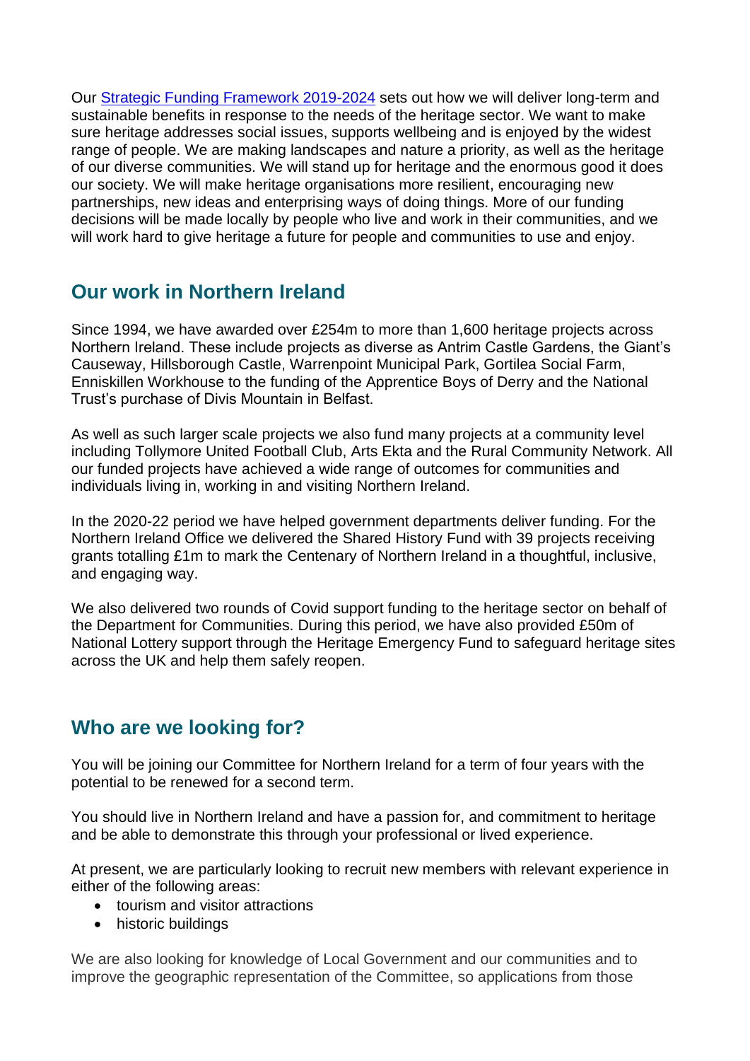Our [Strategic Funding Framework 2019-2024](#) sets out how we will deliver long-term and sustainable benefits in response to the needs of the heritage sector. We want to make sure heritage addresses social issues, supports wellbeing and is enjoyed by the widest range of people. We are making landscapes and nature a priority, as well as the heritage of our diverse communities. We will stand up for heritage and the enormous good it does our society. We will make heritage organisations more resilient, encouraging new partnerships, new ideas and enterprising ways of doing things. More of our funding decisions will be made locally by people who live and work in their communities, and we will work hard to give heritage a future for people and communities to use and enjoy.

## Our work in Northern Ireland

Since 1994, we have awarded over £254m to more than 1,600 heritage projects across Northern Ireland. These include projects as diverse as Antrim Castle Gardens, the Giant's Causeway, Hillsborough Castle, Warrenpoint Municipal Park, Gortilea Social Farm, Enniskillen Workhouse to the funding of the Apprentice Boys of Derry and the National Trust's purchase of Divis Mountain in Belfast.

As well as such larger scale projects we also fund many projects at a community level including Tollymore United Football Club, Arts Ekta and the Rural Community Network. All our funded projects have achieved a wide range of outcomes for communities and individuals living in, working in and visiting Northern Ireland.

In the 2020-22 period we have helped government departments deliver funding. For the Northern Ireland Office we delivered the Shared History Fund with 39 projects receiving grants totalling £1m to mark the Centenary of Northern Ireland in a thoughtful, inclusive, and engaging way.

We also delivered two rounds of Covid support funding to the heritage sector on behalf of the Department for Communities. During this period, we have also provided £50m of National Lottery support through the Heritage Emergency Fund to safeguard heritage sites across the UK and help them safely reopen.

## Who are we looking for?

You will be joining our Committee for Northern Ireland for a term of four years with the potential to be renewed for a second term.

You should live in Northern Ireland and have a passion for, and commitment to heritage and be able to demonstrate this through your professional or lived experience.

At present, we are particularly looking to recruit new members with relevant experience in either of the following areas:

- tourism and visitor attractions
- historic buildings

We are also looking for knowledge of Local Government and our communities and to improve the geographic representation of the Committee, so applications from those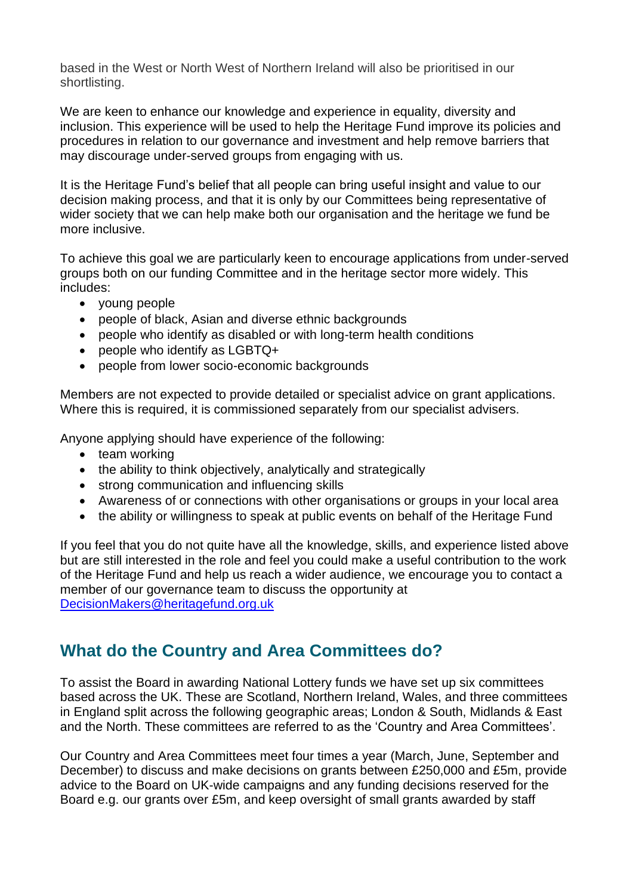based in the West or North West of Northern Ireland will also be prioritised in our shortlisting.

We are keen to enhance our knowledge and experience in equality, diversity and inclusion. This experience will be used to help the Heritage Fund improve its policies and procedures in relation to our governance and investment and help remove barriers that may discourage under-served groups from engaging with us.

It is the Heritage Fund's belief that all people can bring useful insight and value to our decision making process, and that it is only by our Committees being representative of wider society that we can help make both our organisation and the heritage we fund be more inclusive.

To achieve this goal we are particularly keen to encourage applications from under-served groups both on our funding Committee and in the heritage sector more widely. This includes:

- young people
- people of black, Asian and diverse ethnic backgrounds
- people who identify as disabled or with long-term health conditions
- people who identify as LGBTQ+
- people from lower socio-economic backgrounds

Members are not expected to provide detailed or specialist advice on grant applications. Where this is required, it is commissioned separately from our specialist advisers.

Anyone applying should have experience of the following:

- team working
- the ability to think objectively, analytically and strategically
- strong communication and influencing skills
- Awareness of or connections with other organisations or groups in your local area
- the ability or willingness to speak at public events on behalf of the Heritage Fund

If you feel that you do not quite have all the knowledge, skills, and experience listed above but are still interested in the role and feel you could make a useful contribution to the work of the Heritage Fund and help us reach a wider audience, we encourage you to contact a member of our governance team to discuss the opportunity at [DecisionMakers@heritagefund.org.uk](mailto:DecisionMakers@heritagefund.org.uk)

## What do the Country and Area Committees do?

To assist the Board in awarding National Lottery funds we have set up six committees based across the UK. These are Scotland, Northern Ireland, Wales, and three committees in England split across the following geographic areas; London & South, Midlands & East and the North. These committees are referred to as the 'Country and Area Committees'.

Our Country and Area Committees meet four times a year (March, June, September and December) to discuss and make decisions on grants between £250,000 and £5m, provide advice to the Board on UK-wide campaigns and any funding decisions reserved for the Board e.g. our grants over £5m, and keep oversight of small grants awarded by staff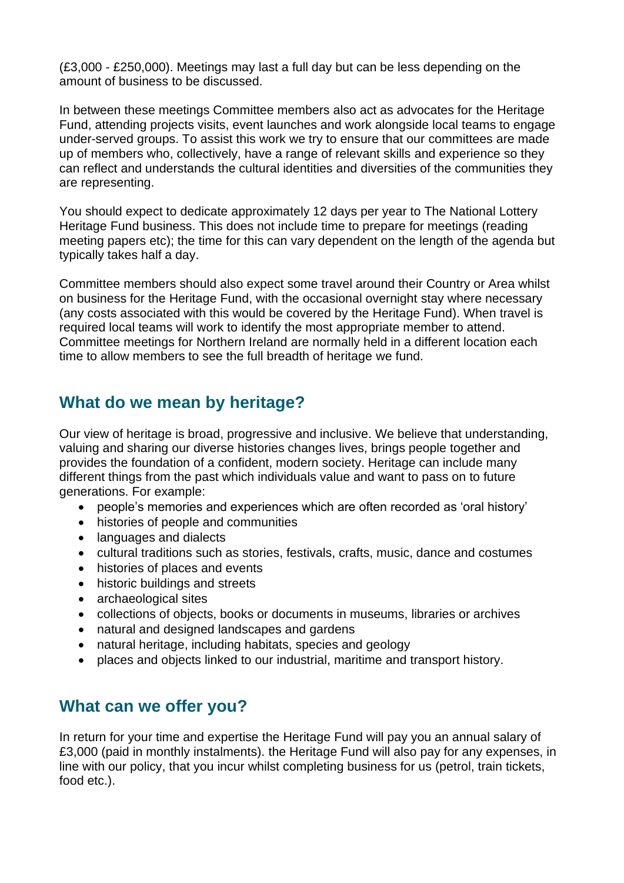(£3,000 - £250,000). Meetings may last a full day but can be less depending on the amount of business to be discussed.

In between these meetings Committee members also act as advocates for the Heritage Fund, attending projects visits, event launches and work alongside local teams to engage under-served groups. To assist this work we try to ensure that our committees are made up of members who, collectively, have a range of relevant skills and experience so they can reflect and understands the cultural identities and diversities of the communities they are representing.

You should expect to dedicate approximately 12 days per year to The National Lottery Heritage Fund business. This does not include time to prepare for meetings (reading meeting papers etc); the time for this can vary dependent on the length of the agenda but typically takes half a day.

Committee members should also expect some travel around their Country or Area whilst on business for the Heritage Fund, with the occasional overnight stay where necessary (any costs associated with this would be covered by the Heritage Fund). When travel is required local teams will work to identify the most appropriate member to attend. Committee meetings for Northern Ireland are normally held in a different location each time to allow members to see the full breadth of heritage we fund.

## What do we mean by heritage?

Our view of heritage is broad, progressive and inclusive. We believe that understanding, valuing and sharing our diverse histories changes lives, brings people together and provides the foundation of a confident, modern society. Heritage can include many different things from the past which individuals value and want to pass on to future generations. For example:

- people's memories and experiences which are often recorded as 'oral history'
- histories of people and communities
- languages and dialects
- cultural traditions such as stories, festivals, crafts, music, dance and costumes
- histories of places and events
- historic buildings and streets
- archaeological sites
- collections of objects, books or documents in museums, libraries or archives
- natural and designed landscapes and gardens
- natural heritage, including habitats, species and geology
- places and objects linked to our industrial, maritime and transport history.

## What can we offer you?

In return for your time and expertise the Heritage Fund will pay you an annual salary of £3,000 (paid in monthly instalments). the Heritage Fund will also pay for any expenses, in line with our policy, that you incur whilst completing business for us (petrol, train tickets, food etc.).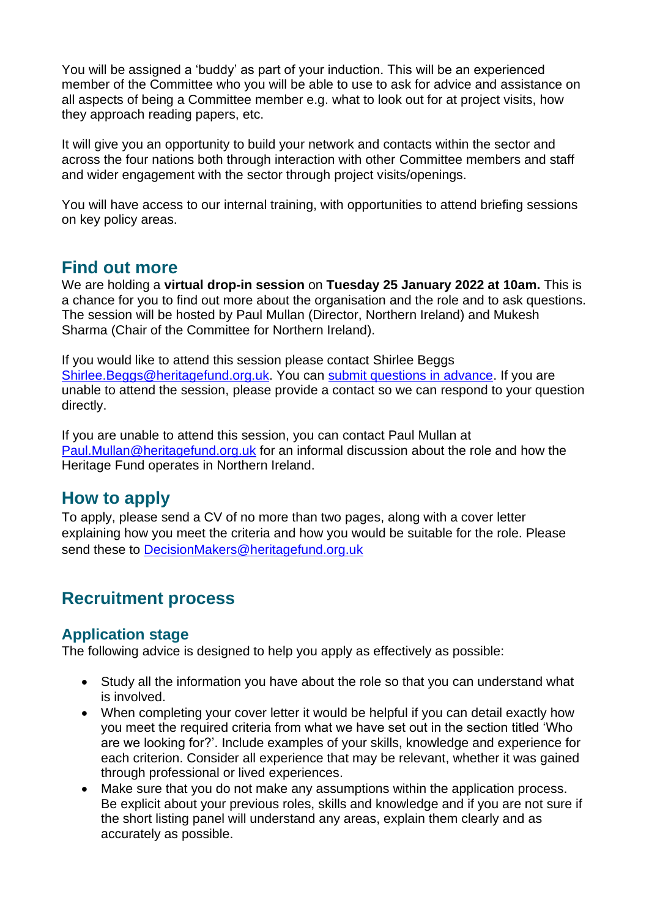You will be assigned a 'buddy' as part of your induction. This will be an experienced member of the Committee who you will be able to use to ask for advice and assistance on all aspects of being a Committee member e.g. what to look out for at project visits, how they approach reading papers, etc.

It will give you an opportunity to build your network and contacts within the sector and across the four nations both through interaction with other Committee members and staff and wider engagement with the sector through project visits/openings.

You will have access to our internal training, with opportunities to attend briefing sessions on key policy areas.

## Find out more

We are holding a **virtual drop-in session** on **Tuesday 25 January 2022 at 10am.** This is a chance for you to find out more about the organisation and the role and to ask questions. The session will be hosted by Paul Mullan (Director, Northern Ireland) and Mukesh Sharma (Chair of the Committee for Northern Ireland).

If you would like to attend this session please contact Shirlee Beggs Shirlee.Beggs@heritagefund.org.uk. You can submit questions in advance. If you are unable to attend the session, please provide a contact so we can respond to your question directly.

If you are unable to attend this session, you can contact Paul Mullan at Paul.Mullan@heritagefund.org.uk for an informal discussion about the role and how the Heritage Fund operates in Northern Ireland.

## How to apply

To apply, please send a CV of no more than two pages, along with a cover letter explaining how you meet the criteria and how you would be suitable for the role. Please send these to DecisionMakers@heritagefund.org.uk

## Recruitment process

### Application stage

The following advice is designed to help you apply as effectively as possible:

- Study all the information you have about the role so that you can understand what is involved.
- When completing your cover letter it would be helpful if you can detail exactly how you meet the required criteria from what we have set out in the section titled 'Who are we looking for?'. Include examples of your skills, knowledge and experience for each criterion. Consider all experience that may be relevant, whether it was gained through professional or lived experiences.
- Make sure that you do not make any assumptions within the application process. Be explicit about your previous roles, skills and knowledge and if you are not sure if the short listing panel will understand any areas, explain them clearly and as accurately as possible.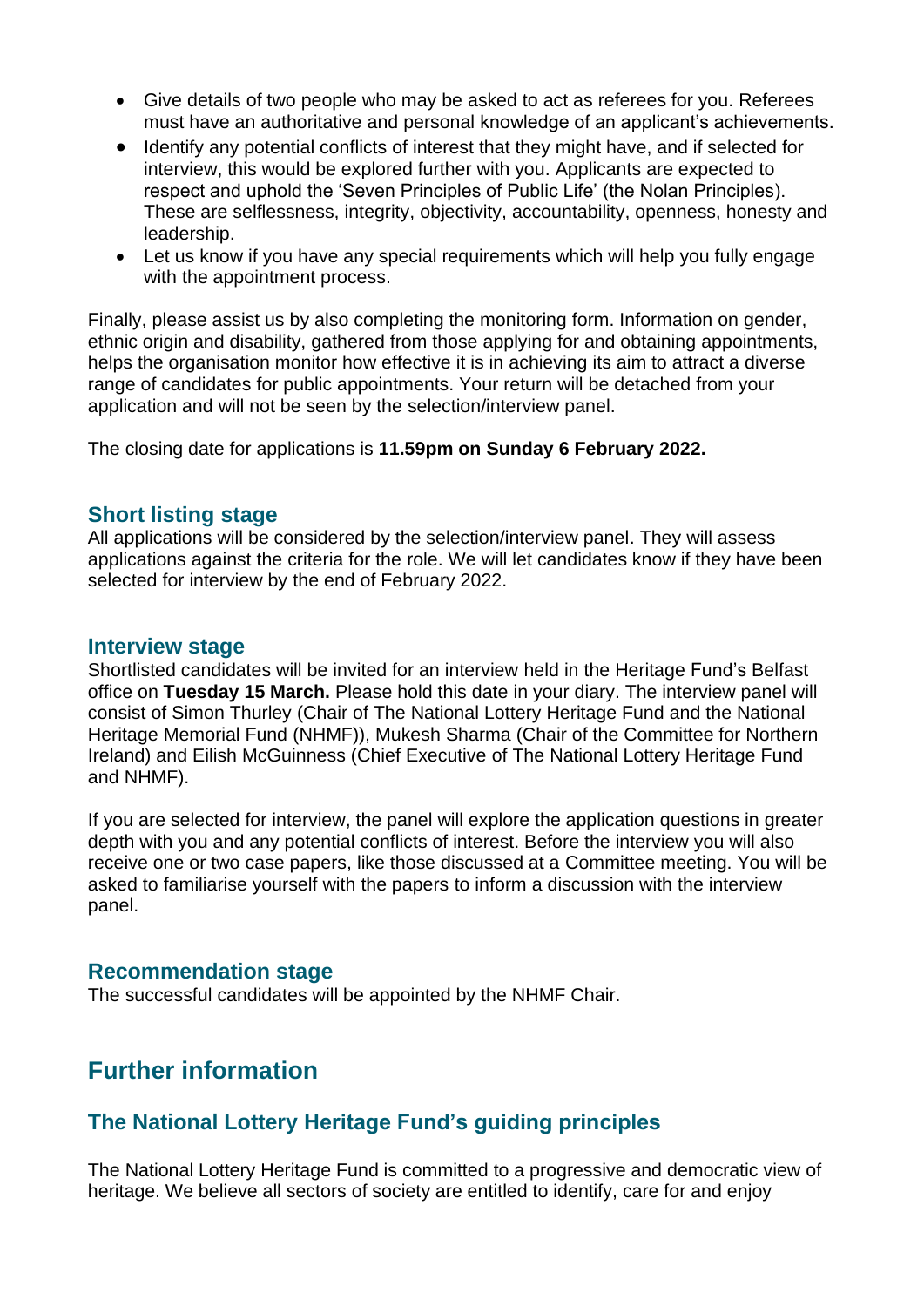- Give details of two people who may be asked to act as referees for you. Referees must have an authoritative and personal knowledge of an applicant's achievements.
- Identify any potential conflicts of interest that they might have, and if selected for interview, this would be explored further with you. Applicants are expected to respect and uphold the 'Seven Principles of Public Life' (the Nolan Principles). These are selflessness, integrity, objectivity, accountability, openness, honesty and leadership.
- Let us know if you have any special requirements which will help you fully engage with the appointment process.

Finally, please assist us by also completing the monitoring form. Information on gender, ethnic origin and disability, gathered from those applying for and obtaining appointments, helps the organisation monitor how effective it is in achieving its aim to attract a diverse range of candidates for public appointments. Your return will be detached from your application and will not be seen by the selection/interview panel.

The closing date for applications is **11.59pm on Sunday 6 February 2022.**

### Short listing stage

All applications will be considered by the selection/interview panel. They will assess applications against the criteria for the role. We will let candidates know if they have been selected for interview by the end of February 2022.

### Interview stage

Shortlisted candidates will be invited for an interview held in the Heritage Fund's Belfast office on **Tuesday 15 March.** Please hold this date in your diary. The interview panel will consist of Simon Thurley (Chair of The National Lottery Heritage Fund and the National Heritage Memorial Fund (NHMF)), Mukesh Sharma (Chair of the Committee for Northern Ireland) and Eilish McGuinness (Chief Executive of The National Lottery Heritage Fund and NHMF).

If you are selected for interview, the panel will explore the application questions in greater depth with you and any potential conflicts of interest. Before the interview you will also receive one or two case papers, like those discussed at a Committee meeting. You will be asked to familiarise yourself with the papers to inform a discussion with the interview panel.

### Recommendation stage

The successful candidates will be appointed by the NHMF Chair.

## Further information

### The National Lottery Heritage Fund's guiding principles

The National Lottery Heritage Fund is committed to a progressive and democratic view of heritage. We believe all sectors of society are entitled to identify, care for and enjoy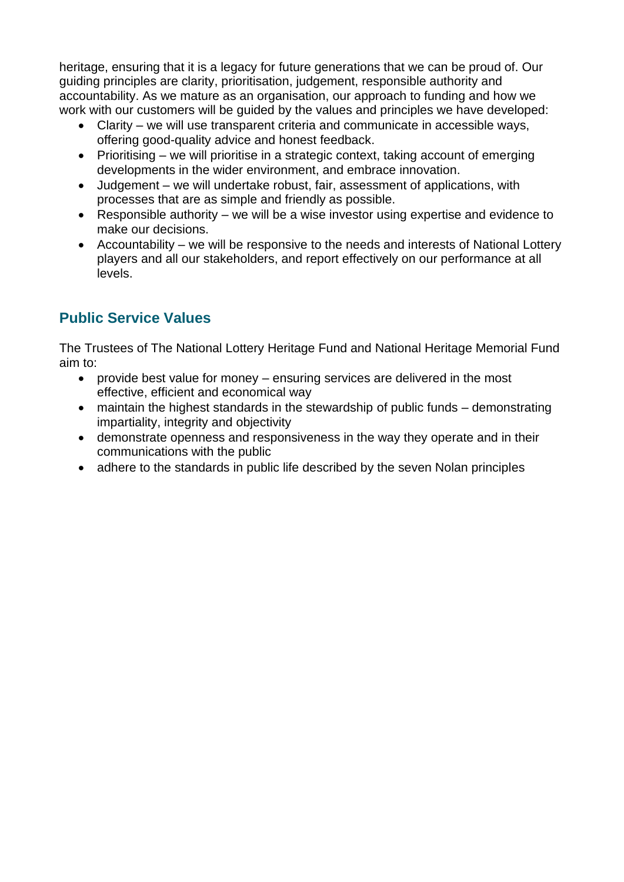heritage, ensuring that it is a legacy for future generations that we can be proud of. Our guiding principles are clarity, prioritisation, judgement, responsible authority and accountability. As we mature as an organisation, our approach to funding and how we work with our customers will be guided by the values and principles we have developed:

- Clarity – we will use transparent criteria and communicate in accessible ways, offering good-quality advice and honest feedback.
- Prioritising – we will prioritise in a strategic context, taking account of emerging developments in the wider environment, and embrace innovation.
- Judgement – we will undertake robust, fair, assessment of applications, with processes that are as simple and friendly as possible.
- Responsible authority – we will be a wise investor using expertise and evidence to make our decisions.
- Accountability – we will be responsive to the needs and interests of National Lottery players and all our stakeholders, and report effectively on our performance at all levels.

## Public Service Values

The Trustees of The National Lottery Heritage Fund and National Heritage Memorial Fund aim to:

- provide best value for money – ensuring services are delivered in the most effective, efficient and economical way
- maintain the highest standards in the stewardship of public funds – demonstrating impartiality, integrity and objectivity
- demonstrate openness and responsiveness in the way they operate and in their communications with the public
- adhere to the standards in public life described by the seven Nolan principles